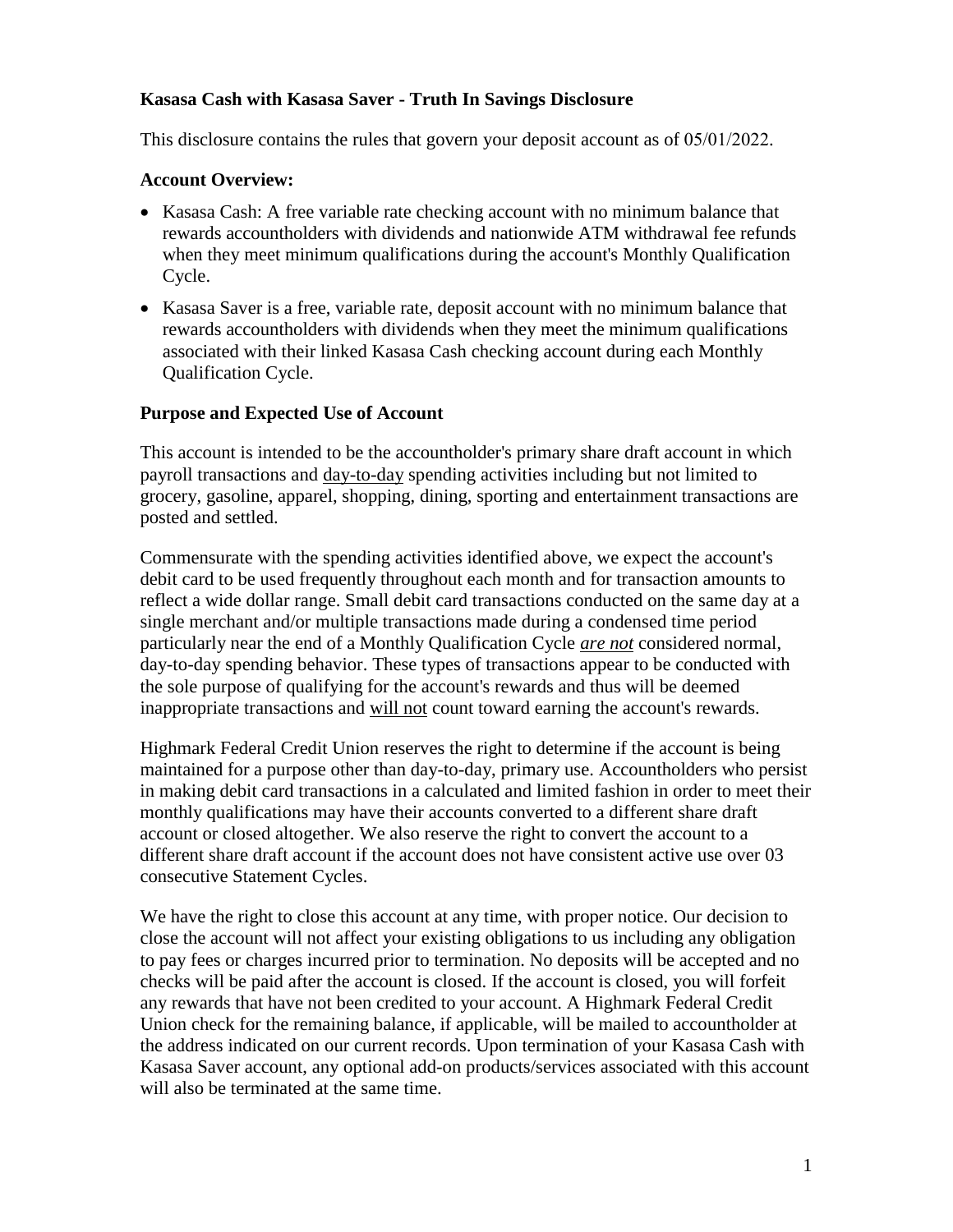**Kasasa Cash with Kasasa Saver - Truth In Savings Disclosure**

This disclosure contains the rules that govern your deposit account as of 05/01/2022.

**Account Overview:**

- Kasasa Cash: A free variable rate checking account with no minimum balance that rewards accountholders with dividends and nationwide ATM withdrawal fee refunds when they meet minimum qualifications during the account's Monthly Qualification Cycle.
- Kasasa Saver is a free, variable rate, deposit account with no minimum balance that rewards accountholders with dividends when they meet the minimum qualifications associated with their linked Kasasa Cash checking account during each Monthly Qualification Cycle.

**Purpose and Expected Use of Account**

This account is intended to be the accountholder's primary share draft account in which payroll transactions and day-to-day spending activities including but not limited to grocery, gasoline, apparel, shopping, dining, sporting and entertainment transactions are posted and settled.

Commensurate with the spending activities identified above, we expect the account's debit card to be used frequently throughout each month and for transaction amounts to reflect a wide dollar range. Small debit card transactions conducted on the same day at a single merchant and/or multiple transactions made during a condensed time period particularly near the end of a Monthly Qualification Cycle *are not* considered normal, day-to-day spending behavior. These types of transactions appear to be conducted with the sole purpose of qualifying for the account's rewards and thus will be deemed inappropriate transactions and will not count toward earning the account's rewards.

Highmark Federal Credit Union reserves the right to determine if the account is being maintained for a purpose other than day-to-day, primary use. Accountholders who persist in making debit card transactions in a calculated and limited fashion in order to meet their monthly qualifications may have their accounts converted to a different share draft account or closed altogether. We also reserve the right to convert the account to a different share draft account if the account does not have consistent active use over 03 consecutive Statement Cycles.

We have the right to close this account at any time, with proper notice. Our decision to close the account will not affect your existing obligations to us including any obligation to pay fees or charges incurred prior to termination. No deposits will be accepted and no checks will be paid after the account is closed. If the account is closed, you will forfeit any rewards that have not been credited to your account. A Highmark Federal Credit Union check for the remaining balance, if applicable, will be mailed to accountholder at the address indicated on our current records. Upon termination of your Kasasa Cash with Kasasa Saver account, any optional add-on products/services associated with this account will also be terminated at the same time.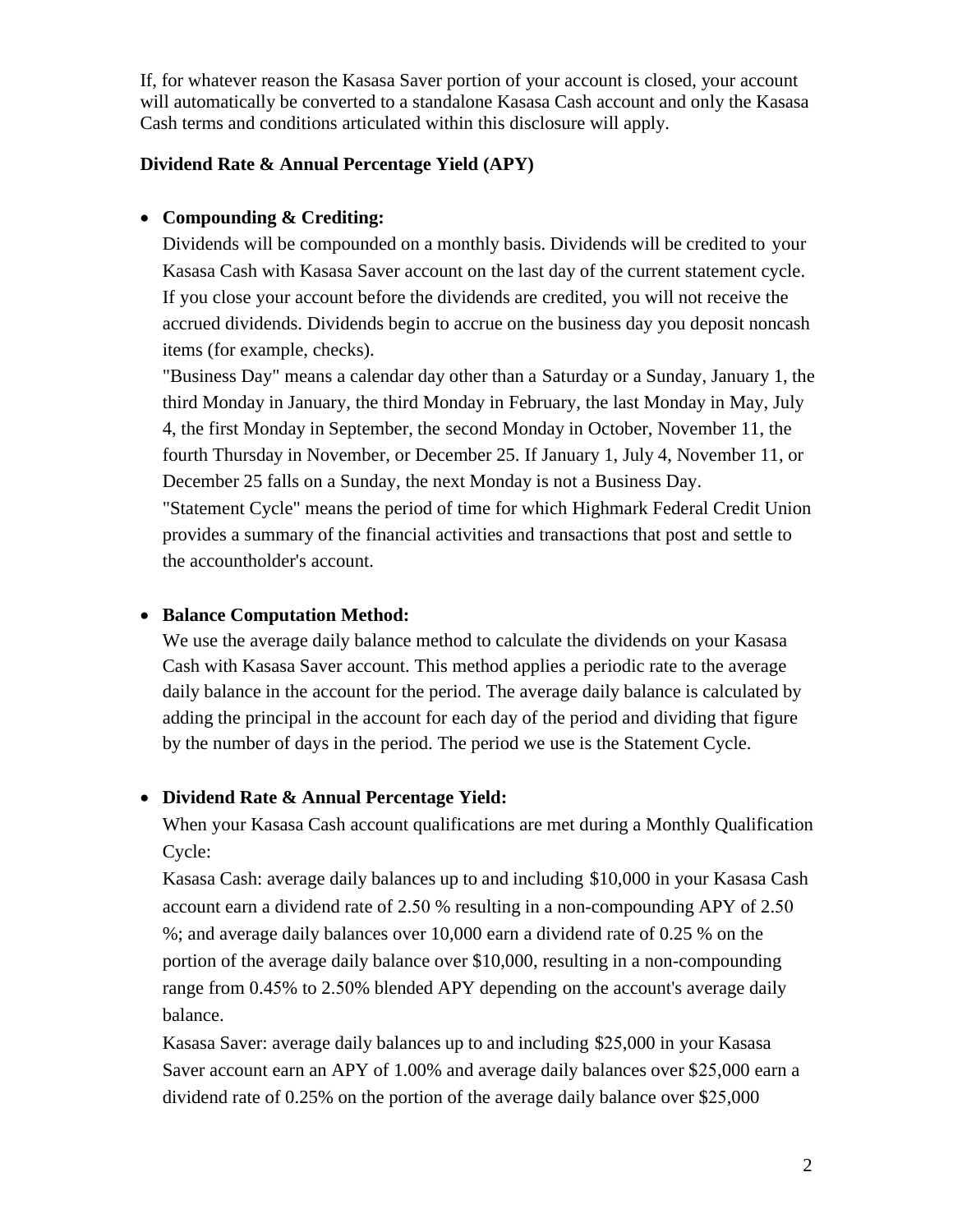If, for whatever reason the Kasasa Saver portion of your account is closed, your account will automatically be converted to a standalone Kasasa Cash account and only the Kasasa Cash terms and conditions articulated within this disclosure will apply.

**Dividend Rate & Annual Percentage Yield (APY)**

- **Compounding & Crediting:**
  Dividends will be compounded on a monthly basis. Dividends will be credited to your Kasasa Cash with Kasasa Saver account on the last day of the current statement cycle. If you close your account before the dividends are credited, you will not receive the accrued dividends. Dividends begin to accrue on the business day you deposit noncash items (for example, checks).
  "Business Day" means a calendar day other than a Saturday or a Sunday, January 1, the third Monday in January, the third Monday in February, the last Monday in May, July 4, the first Monday in September, the second Monday in October, November 11, the fourth Thursday in November, or December 25. If January 1, July 4, November 11, or December 25 falls on a Sunday, the next Monday is not a Business Day.
  "Statement Cycle" means the period of time for which Highmark Federal Credit Union provides a summary of the financial activities and transactions that post and settle to the accountholder's account.

- **Balance Computation Method:**
  We use the average daily balance method to calculate the dividends on your Kasasa Cash with Kasasa Saver account. This method applies a periodic rate to the average daily balance in the account for the period. The average daily balance is calculated by adding the principal in the account for each day of the period and dividing that figure by the number of days in the period. The period we use is the Statement Cycle.

- **Dividend Rate & Annual Percentage Yield:**
  When your Kasasa Cash account qualifications are met during a Monthly Qualification Cycle:
  Kasasa Cash: average daily balances up to and including $10,000 in your Kasasa Cash account earn a dividend rate of 2.50 % resulting in a non-compounding APY of 2.50 %; and average daily balances over 10,000 earn a dividend rate of 0.25 % on the portion of the average daily balance over $10,000, resulting in a non-compounding range from 0.45% to 2.50% blended APY depending on the account's average daily balance.
  Kasasa Saver: average daily balances up to and including $25,000 in your Kasasa Saver account earn an APY of 1.00% and average daily balances over $25,000 earn a dividend rate of 0.25% on the portion of the average daily balance over $25,000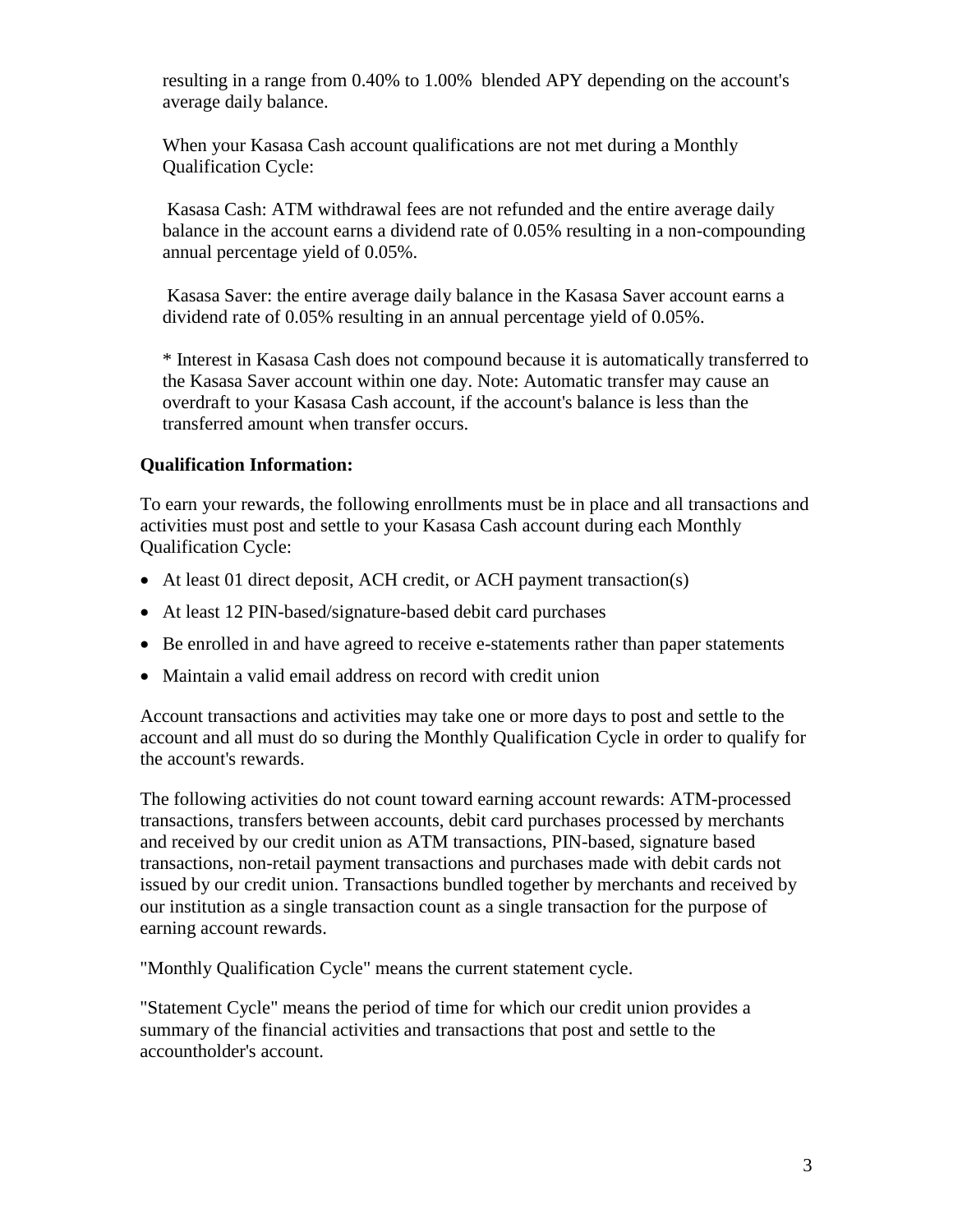resulting in a range from 0.40% to 1.00% blended APY depending on the account's average daily balance.

When your Kasasa Cash account qualifications are not met during a Monthly Qualification Cycle:

Kasasa Cash: ATM withdrawal fees are not refunded and the entire average daily balance in the account earns a dividend rate of 0.05% resulting in a non-compounding annual percentage yield of 0.05%.

Kasasa Saver: the entire average daily balance in the Kasasa Saver account earns a dividend rate of 0.05% resulting in an annual percentage yield of 0.05%.

* Interest in Kasasa Cash does not compound because it is automatically transferred to the Kasasa Saver account within one day. Note: Automatic transfer may cause an overdraft to your Kasasa Cash account, if the account's balance is less than the transferred amount when transfer occurs.

**Qualification Information:**

To earn your rewards, the following enrollments must be in place and all transactions and activities must post and settle to your Kasasa Cash account during each Monthly Qualification Cycle:

- At least 01 direct deposit, ACH credit, or ACH payment transaction(s)
- At least 12 PIN-based/signature-based debit card purchases
- Be enrolled in and have agreed to receive e-statements rather than paper statements
- Maintain a valid email address on record with credit union

Account transactions and activities may take one or more days to post and settle to the account and all must do so during the Monthly Qualification Cycle in order to qualify for the account's rewards.

The following activities do not count toward earning account rewards: ATM-processed transactions, transfers between accounts, debit card purchases processed by merchants and received by our credit union as ATM transactions, PIN-based, signature based transactions, non-retail payment transactions and purchases made with debit cards not issued by our credit union. Transactions bundled together by merchants and received by our institution as a single transaction count as a single transaction for the purpose of earning account rewards.

"Monthly Qualification Cycle" means the current statement cycle.

"Statement Cycle" means the period of time for which our credit union provides a summary of the financial activities and transactions that post and settle to the accountholder's account.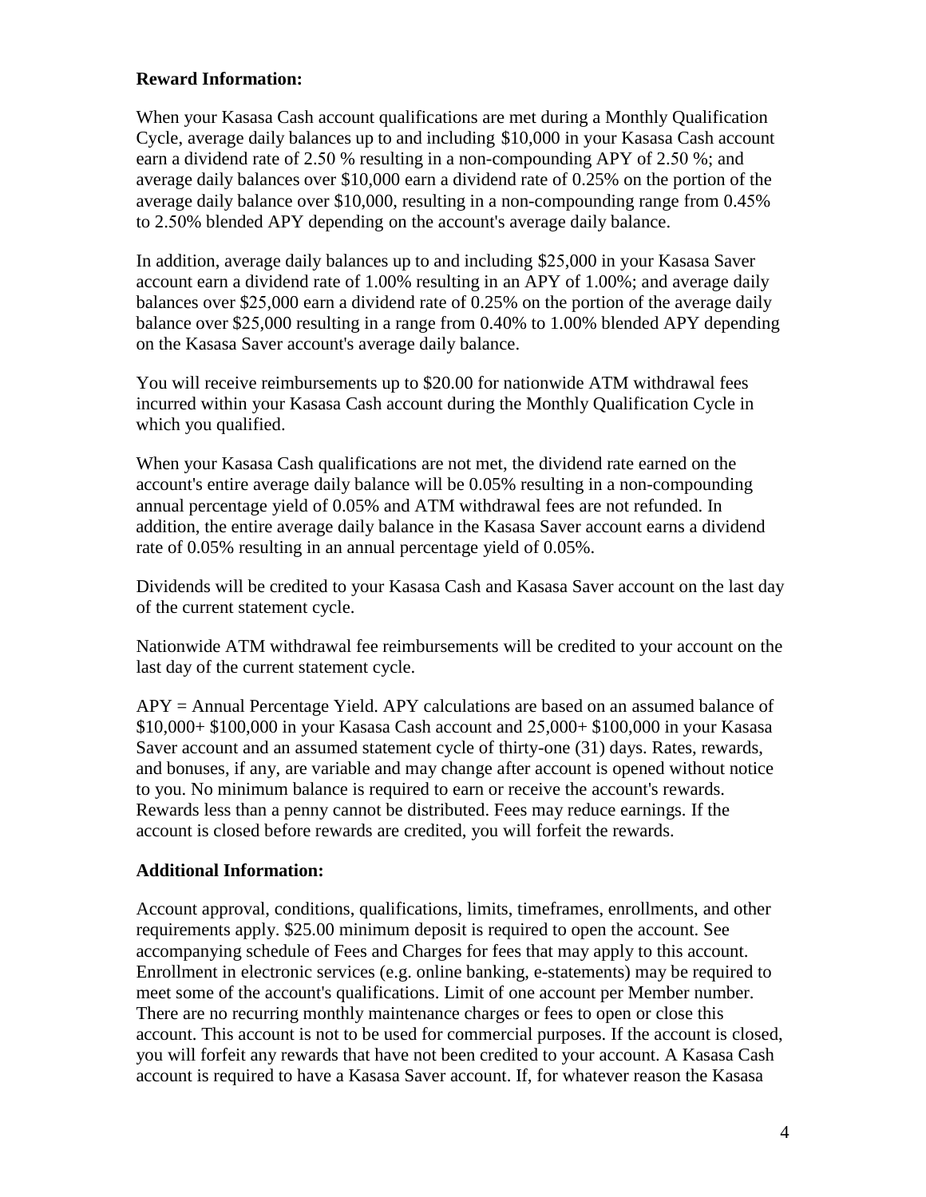**Reward Information:**

When your Kasasa Cash account qualifications are met during a Monthly Qualification Cycle, average daily balances up to and including $10,000 in your Kasasa Cash account earn a dividend rate of 2.50 % resulting in a non-compounding APY of 2.50 %; and average daily balances over $10,000 earn a dividend rate of 0.25% on the portion of the average daily balance over $10,000, resulting in a non-compounding range from 0.45% to 2.50% blended APY depending on the account's average daily balance.

In addition, average daily balances up to and including $25,000 in your Kasasa Saver account earn a dividend rate of 1.00% resulting in an APY of 1.00%; and average daily balances over $25,000 earn a dividend rate of 0.25% on the portion of the average daily balance over $25,000 resulting in a range from 0.40% to 1.00% blended APY depending on the Kasasa Saver account's average daily balance.

You will receive reimbursements up to $20.00 for nationwide ATM withdrawal fees incurred within your Kasasa Cash account during the Monthly Qualification Cycle in which you qualified.

When your Kasasa Cash qualifications are not met, the dividend rate earned on the account's entire average daily balance will be 0.05% resulting in a non-compounding annual percentage yield of 0.05% and ATM withdrawal fees are not refunded. In addition, the entire average daily balance in the Kasasa Saver account earns a dividend rate of 0.05% resulting in an annual percentage yield of 0.05%.

Dividends will be credited to your Kasasa Cash and Kasasa Saver account on the last day of the current statement cycle.

Nationwide ATM withdrawal fee reimbursements will be credited to your account on the last day of the current statement cycle.

APY = Annual Percentage Yield. APY calculations are based on an assumed balance of $10,000+ $100,000 in your Kasasa Cash account and 25,000+ $100,000 in your Kasasa Saver account and an assumed statement cycle of thirty-one (31) days. Rates, rewards, and bonuses, if any, are variable and may change after account is opened without notice to you. No minimum balance is required to earn or receive the account's rewards. Rewards less than a penny cannot be distributed. Fees may reduce earnings. If the account is closed before rewards are credited, you will forfeit the rewards.

**Additional Information:**

Account approval, conditions, qualifications, limits, timeframes, enrollments, and other requirements apply. $25.00 minimum deposit is required to open the account. See accompanying schedule of Fees and Charges for fees that may apply to this account. Enrollment in electronic services (e.g. online banking, e-statements) may be required to meet some of the account's qualifications. Limit of one account per Member number. There are no recurring monthly maintenance charges or fees to open or close this account. This account is not to be used for commercial purposes. If the account is closed, you will forfeit any rewards that have not been credited to your account. A Kasasa Cash account is required to have a Kasasa Saver account. If, for whatever reason the Kasasa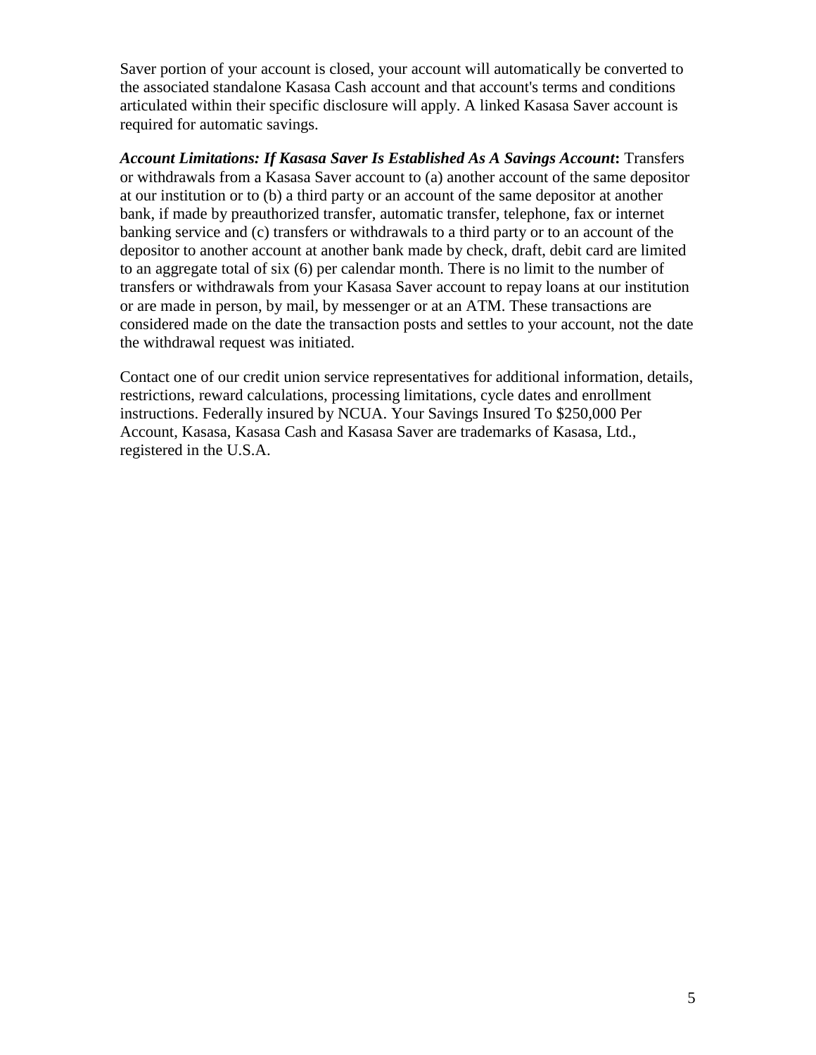Saver portion of your account is closed, your account will automatically be converted to the associated standalone Kasasa Cash account and that account's terms and conditions articulated within their specific disclosure will apply. A linked Kasasa Saver account is required for automatic savings.

***Account Limitations: If Kasasa Saver Is Established As A Savings Account*:** Transfers or withdrawals from a Kasasa Saver account to (a) another account of the same depositor at our institution or to (b) a third party or an account of the same depositor at another bank, if made by preauthorized transfer, automatic transfer, telephone, fax or internet banking service and (c) transfers or withdrawals to a third party or to an account of the depositor to another account at another bank made by check, draft, debit card are limited to an aggregate total of six (6) per calendar month. There is no limit to the number of transfers or withdrawals from your Kasasa Saver account to repay loans at our institution or are made in person, by mail, by messenger or at an ATM. These transactions are considered made on the date the transaction posts and settles to your account, not the date the withdrawal request was initiated.

Contact one of our credit union service representatives for additional information, details, restrictions, reward calculations, processing limitations, cycle dates and enrollment instructions. Federally insured by NCUA. Your Savings Insured To $250,000 Per Account, Kasasa, Kasasa Cash and Kasasa Saver are trademarks of Kasasa, Ltd., registered in the U.S.A.